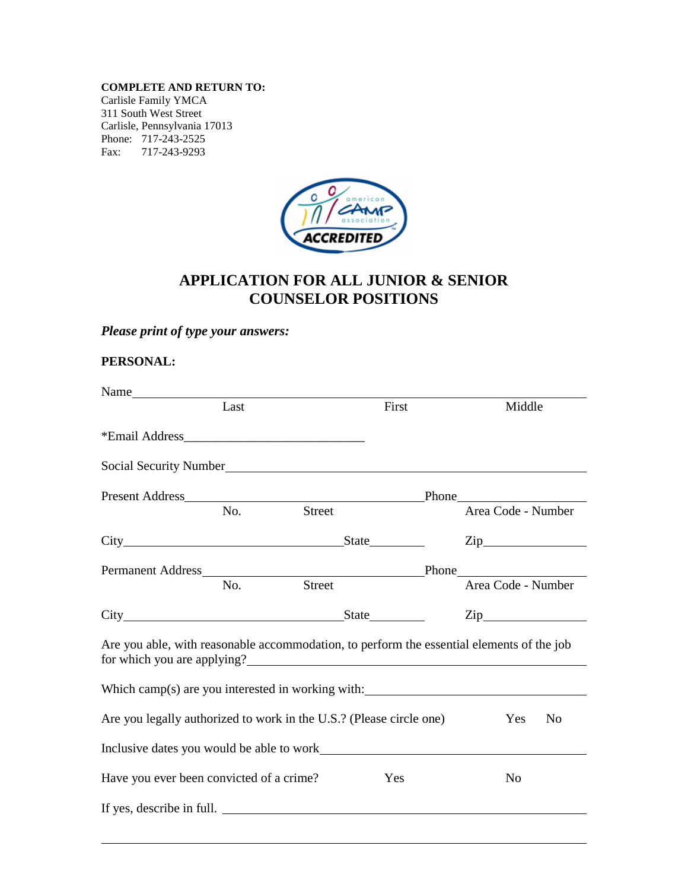**COMPLETE AND RETURN TO:**
Carlisle Family YMCA
311 South West Street
Carlisle, Pennsylvania 17013
Phone: 717-243-2525
Fax: 717-243-9293

# APPLICATION FOR ALL JUNIOR & SENIOR COUNSELOR POSITIONS

***Please print of type your answers:***

**PERSONAL:**

Name______________________________________________________________
Last First Middle

*Email Address____________________________

Social Security Number______________________________________________

Present Address____________________________________Phone________________
No. Street Area Code - Number

City_________________________________State_________ Zip________________

Permanent Address__________________________________Phone________________
No. Street Area Code - Number

City_________________________________State_________ Zip________________

Are you able, with reasonable accommodation, to perform the essential elements of the job for which you are applying?_____________________________________________________

Which camp(s) are you interested in working with:___________________________________

Are you legally authorized to work in the U.S.? (Please circle one) Yes No

Inclusive dates you would be able to work__________________________________________

Have you ever been convicted of a crime? Yes No

If yes, describe in full. ______________________________________________________

______________________________________________________________________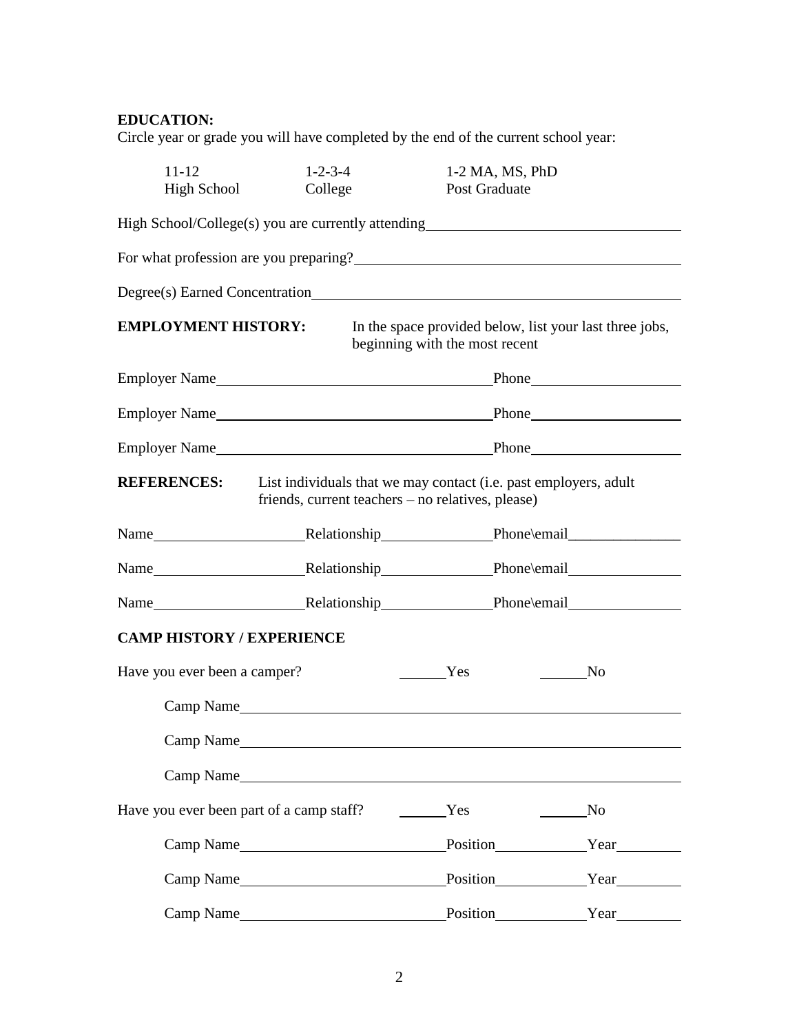**EDUCATION:**

Circle year or grade you will have completed by the end of the current school year:

| 11-12 | 1-2-3-4 | 1-2 MA, MS, PhD |
| --- | --- | --- |
| High School | College | Post Graduate |

High School/College(s) you are currently attending\_\_\_\_\_\_\_\_\_\_\_\_\_\_\_\_\_\_\_\_\_\_\_\_\_\_\_\_\_\_

For what profession are you preparing?\_\_\_\_\_\_\_\_\_\_\_\_\_\_\_\_\_\_\_\_\_\_\_\_\_\_\_\_\_\_\_\_\_\_\_\_\_\_

Degree(s) Earned Concentration\_\_\_\_\_\_\_\_\_\_\_\_\_\_\_\_\_\_\_\_\_\_\_\_\_\_\_\_\_\_\_\_\_\_\_\_\_\_\_\_\_\_\_\_

**EMPLOYMENT HISTORY:** In the space provided below, list your last three jobs, beginning with the most recent

Employer Name\_\_\_\_\_\_\_\_\_\_\_\_\_\_\_\_\_\_\_\_\_\_\_\_\_\_\_\_\_\_\_\_\_\_Phone\_\_\_\_\_\_\_\_\_\_\_\_\_\_\_\_\_\_

Employer Name\_\_\_\_\_\_\_\_\_\_\_\_\_\_\_\_\_\_\_\_\_\_\_\_\_\_\_\_\_\_\_\_\_\_Phone\_\_\_\_\_\_\_\_\_\_\_\_\_\_\_\_\_\_

Employer Name\_\_\_\_\_\_\_\_\_\_\_\_\_\_\_\_\_\_\_\_\_\_\_\_\_\_\_\_\_\_\_\_\_\_Phone\_\_\_\_\_\_\_\_\_\_\_\_\_\_\_\_\_\_

**REFERENCES:** List individuals that we may contact (i.e. past employers, adult friends, current teachers – no relatives, please)

Name\_\_\_\_\_\_\_\_\_\_\_\_\_\_\_\_\_\_Relationship\_\_\_\_\_\_\_\_\_\_\_\_\_\_Phone\email\_\_\_\_\_\_\_\_\_\_\_\_\_\_

Name\_\_\_\_\_\_\_\_\_\_\_\_\_\_\_\_\_\_Relationship\_\_\_\_\_\_\_\_\_\_\_\_\_\_Phone\email\_\_\_\_\_\_\_\_\_\_\_\_\_\_

Name\_\_\_\_\_\_\_\_\_\_\_\_\_\_\_\_\_\_Relationship\_\_\_\_\_\_\_\_\_\_\_\_\_\_Phone\email\_\_\_\_\_\_\_\_\_\_\_\_\_\_

**CAMP HISTORY / EXPERIENCE**

Have you ever been a camper? \_\_\_\_\_\_Yes \_\_\_\_\_\_No

Camp Name\_\_\_\_\_\_\_\_\_\_\_\_\_\_\_\_\_\_\_\_\_\_\_\_\_\_\_\_\_\_\_\_\_\_\_\_\_\_\_\_\_\_\_\_\_\_\_\_\_\_\_\_

Camp Name\_\_\_\_\_\_\_\_\_\_\_\_\_\_\_\_\_\_\_\_\_\_\_\_\_\_\_\_\_\_\_\_\_\_\_\_\_\_\_\_\_\_\_\_\_\_\_\_\_\_\_\_

Camp Name\_\_\_\_\_\_\_\_\_\_\_\_\_\_\_\_\_\_\_\_\_\_\_\_\_\_\_\_\_\_\_\_\_\_\_\_\_\_\_\_\_\_\_\_\_\_\_\_\_\_\_\_

Have you ever been part of a camp staff? \_\_\_\_\_\_Yes \_\_\_\_\_\_No

Camp Name\_\_\_\_\_\_\_\_\_\_\_\_\_\_\_\_\_\_\_\_\_\_\_\_\_Position\_\_\_\_\_\_\_\_\_\_\_Year\_\_\_\_\_\_\_\_

Camp Name\_\_\_\_\_\_\_\_\_\_\_\_\_\_\_\_\_\_\_\_\_\_\_\_\_Position\_\_\_\_\_\_\_\_\_\_\_Year\_\_\_\_\_\_\_\_

Camp Name\_\_\_\_\_\_\_\_\_\_\_\_\_\_\_\_\_\_\_\_\_\_\_\_\_Position\_\_\_\_\_\_\_\_\_\_\_Year\_\_\_\_\_\_\_\_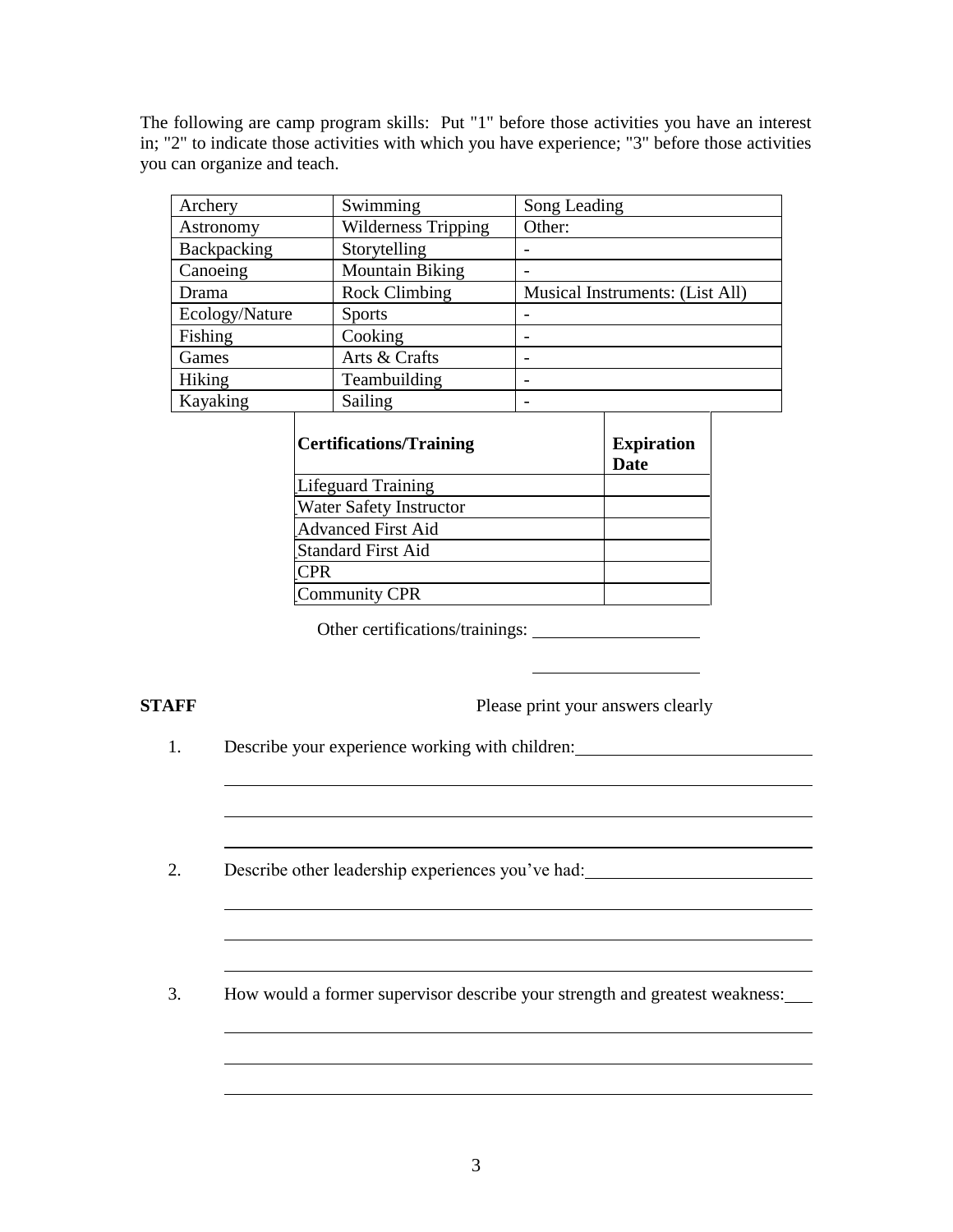The following are camp program skills: Put "1" before those activities you have an interest in; "2" to indicate those activities with which you have experience; "3" before those activities you can organize and teach.

| | | |
|---|---|---|
| Archery | Swimming | Song Leading |
| Astronomy | Wilderness Tripping | Other: |
| Backpacking | Storytelling | - |
| Canoeing | Mountain Biking | - |
| Drama | Rock Climbing | Musical Instruments: (List All) |
| Ecology/Nature | Sports | - |
| Fishing | Cooking | - |
| Games | Arts & Crafts | - |
| Hiking | Teambuilding | - |
| Kayaking | Sailing | - |

| **Certifications/Training** | **Expiration Date** |
|---|---|
| Lifeguard Training | |
| Water Safety Instructor | |
| Advanced First Aid | |
| Standard First Aid | |
| CPR | |
| Community CPR | |

Other certifications/trainings: ____________________

____________________

**STAFF** Please print your answers clearly

1. Describe your experience working with children: ____________________

2. Describe other leadership experiences you've had: ____________________

3. How would a former supervisor describe your strength and greatest weakness: ____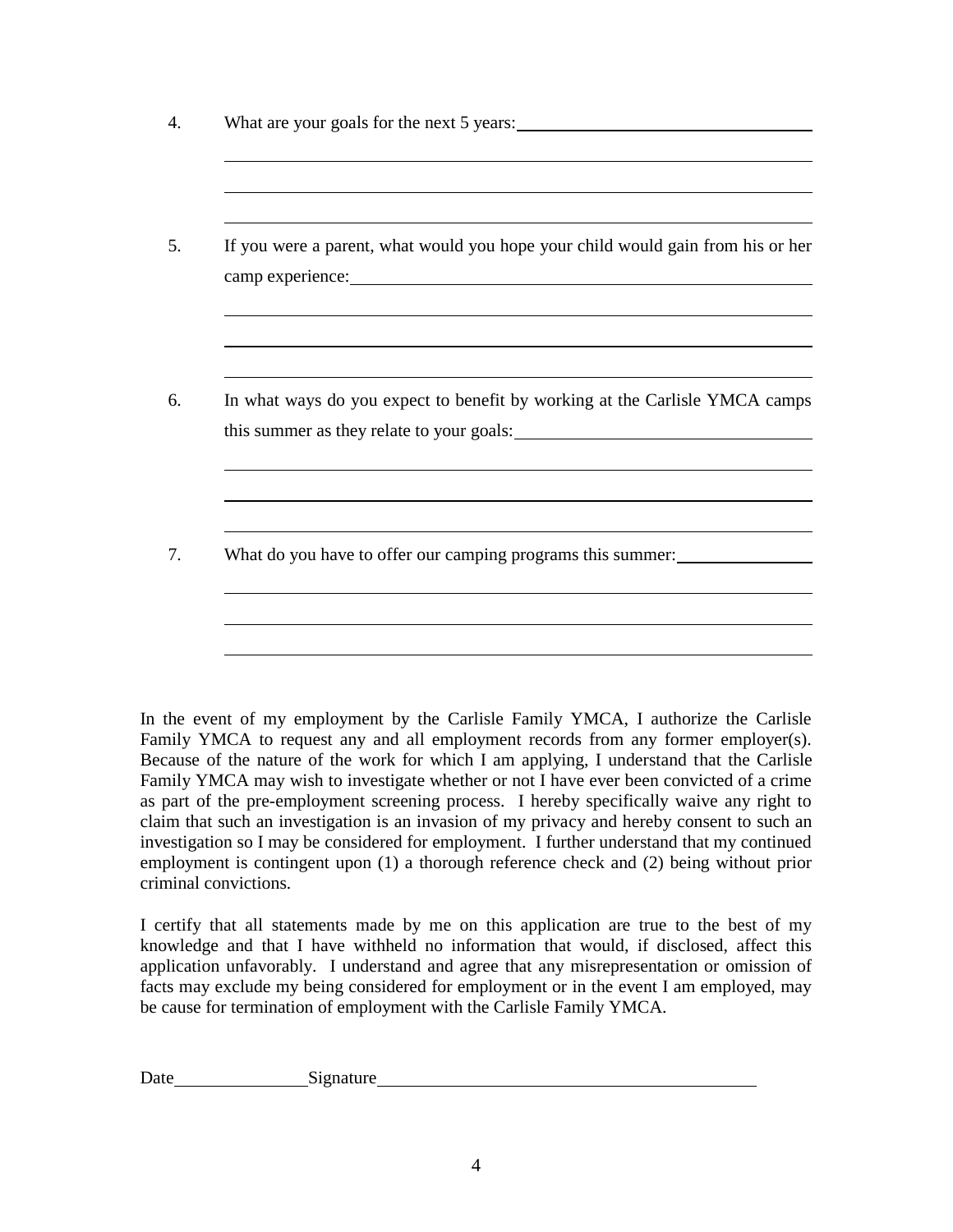4. What are your goals for the next 5 years: \_\_\_\_\_\_\_\_\_\_\_\_\_\_\_\_\_\_\_\_\_\_\_\_\_\_\_\_

   \_\_\_\_\_\_\_\_\_\_\_\_\_\_\_\_\_\_\_\_\_\_\_\_\_\_\_\_\_\_\_\_\_\_\_\_\_\_\_\_\_\_\_\_\_\_\_\_\_\_\_\_\_\_\_\_\_\_\_\_

   \_\_\_\_\_\_\_\_\_\_\_\_\_\_\_\_\_\_\_\_\_\_\_\_\_\_\_\_\_\_\_\_\_\_\_\_\_\_\_\_\_\_\_\_\_\_\_\_\_\_\_\_\_\_\_\_\_\_\_\_

   \_\_\_\_\_\_\_\_\_\_\_\_\_\_\_\_\_\_\_\_\_\_\_\_\_\_\_\_\_\_\_\_\_\_\_\_\_\_\_\_\_\_\_\_\_\_\_\_\_\_\_\_\_\_\_\_\_\_\_\_

5. If you were a parent, what would you hope your child would gain from his or her camp experience: \_\_\_\_\_\_\_\_\_\_\_\_\_\_\_\_\_\_\_\_\_\_\_\_\_\_\_\_\_\_\_\_\_\_\_\_\_\_\_\_\_\_\_\_

   \_\_\_\_\_\_\_\_\_\_\_\_\_\_\_\_\_\_\_\_\_\_\_\_\_\_\_\_\_\_\_\_\_\_\_\_\_\_\_\_\_\_\_\_\_\_\_\_\_\_\_\_\_\_\_\_\_\_\_\_

   \_\_\_\_\_\_\_\_\_\_\_\_\_\_\_\_\_\_\_\_\_\_\_\_\_\_\_\_\_\_\_\_\_\_\_\_\_\_\_\_\_\_\_\_\_\_\_\_\_\_\_\_\_\_\_\_\_\_\_\_

   \_\_\_\_\_\_\_\_\_\_\_\_\_\_\_\_\_\_\_\_\_\_\_\_\_\_\_\_\_\_\_\_\_\_\_\_\_\_\_\_\_\_\_\_\_\_\_\_\_\_\_\_\_\_\_\_\_\_\_\_

6. In what ways do you expect to benefit by working at the Carlisle YMCA camps this summer as they relate to your goals: \_\_\_\_\_\_\_\_\_\_\_\_\_\_\_\_\_\_\_\_\_\_\_\_\_\_\_\_

   \_\_\_\_\_\_\_\_\_\_\_\_\_\_\_\_\_\_\_\_\_\_\_\_\_\_\_\_\_\_\_\_\_\_\_\_\_\_\_\_\_\_\_\_\_\_\_\_\_\_\_\_\_\_\_\_\_\_\_\_

   \_\_\_\_\_\_\_\_\_\_\_\_\_\_\_\_\_\_\_\_\_\_\_\_\_\_\_\_\_\_\_\_\_\_\_\_\_\_\_\_\_\_\_\_\_\_\_\_\_\_\_\_\_\_\_\_\_\_\_\_

   \_\_\_\_\_\_\_\_\_\_\_\_\_\_\_\_\_\_\_\_\_\_\_\_\_\_\_\_\_\_\_\_\_\_\_\_\_\_\_\_\_\_\_\_\_\_\_\_\_\_\_\_\_\_\_\_\_\_\_\_

7. What do you have to offer our camping programs this summer: \_\_\_\_\_\_\_\_\_\_\_\_\_\_

   \_\_\_\_\_\_\_\_\_\_\_\_\_\_\_\_\_\_\_\_\_\_\_\_\_\_\_\_\_\_\_\_\_\_\_\_\_\_\_\_\_\_\_\_\_\_\_\_\_\_\_\_\_\_\_\_\_\_\_\_

   \_\_\_\_\_\_\_\_\_\_\_\_\_\_\_\_\_\_\_\_\_\_\_\_\_\_\_\_\_\_\_\_\_\_\_\_\_\_\_\_\_\_\_\_\_\_\_\_\_\_\_\_\_\_\_\_\_\_\_\_

   \_\_\_\_\_\_\_\_\_\_\_\_\_\_\_\_\_\_\_\_\_\_\_\_\_\_\_\_\_\_\_\_\_\_\_\_\_\_\_\_\_\_\_\_\_\_\_\_\_\_\_\_\_\_\_\_\_\_\_\_

In the event of my employment by the Carlisle Family YMCA, I authorize the Carlisle Family YMCA to request any and all employment records from any former employer(s). Because of the nature of the work for which I am applying, I understand that the Carlisle Family YMCA may wish to investigate whether or not I have ever been convicted of a crime as part of the pre-employment screening process. I hereby specifically waive any right to claim that such an investigation is an invasion of my privacy and hereby consent to such an investigation so I may be considered for employment. I further understand that my continued employment is contingent upon (1) a thorough reference check and (2) being without prior criminal convictions.

I certify that all statements made by me on this application are true to the best of my knowledge and that I have withheld no information that would, if disclosed, affect this application unfavorably. I understand and agree that any misrepresentation or omission of facts may exclude my being considered for employment or in the event I am employed, may be cause for termination of employment with the Carlisle Family YMCA.

Date \_\_\_\_\_\_\_\_\_\_\_\_ Signature \_\_\_\_\_\_\_\_\_\_\_\_\_\_\_\_\_\_\_\_\_\_\_\_\_\_\_\_\_\_\_\_\_\_\_\_